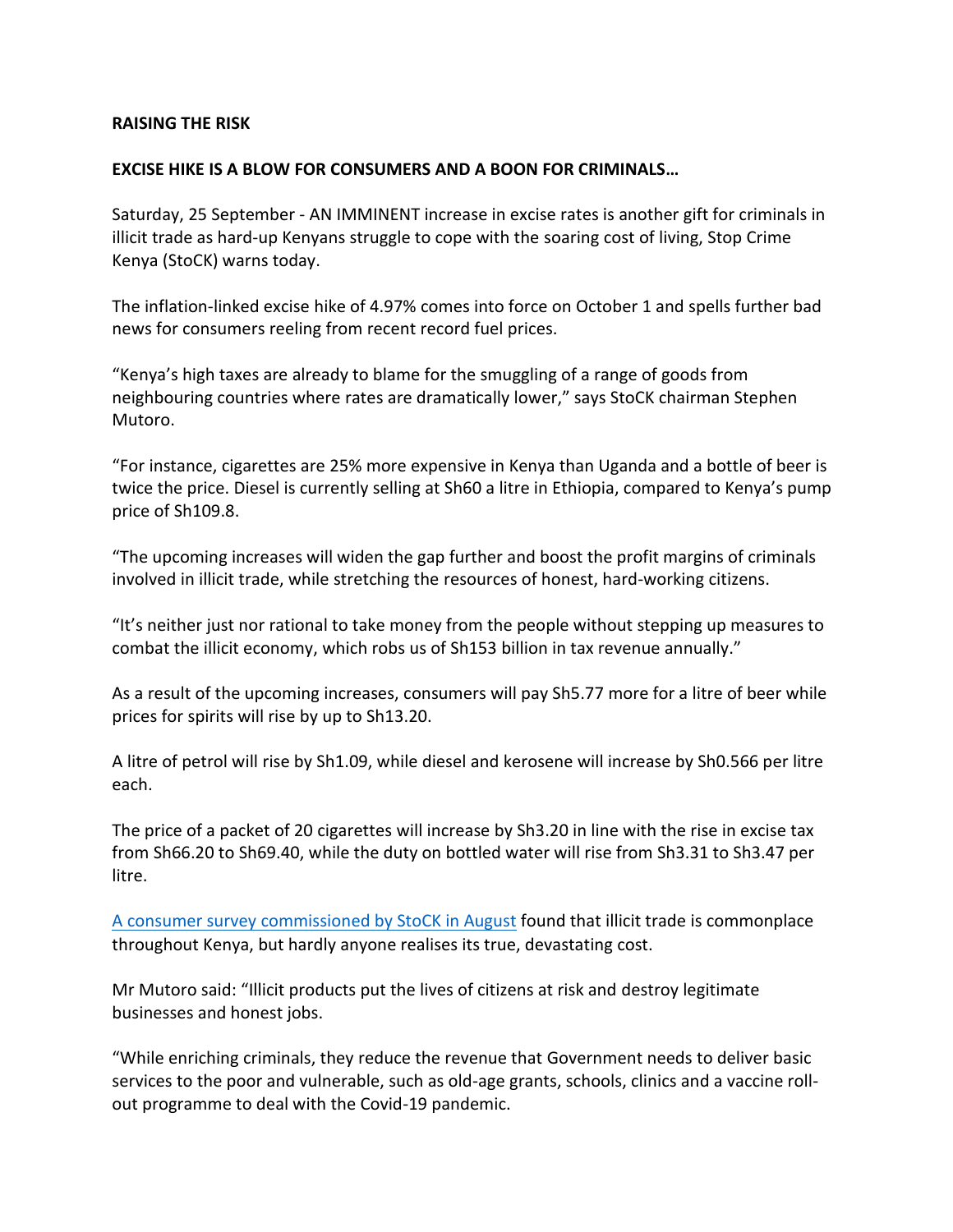**RAISING THE RISK**

**EXCISE HIKE IS A BLOW FOR CONSUMERS AND A BOON FOR CRIMINALS…**

Saturday, 25 September - AN IMMINENT increase in excise rates is another gift for criminals in illicit trade as hard-up Kenyans struggle to cope with the soaring cost of living, Stop Crime Kenya (StoCK) warns today.

The inflation-linked excise hike of 4.97% comes into force on October 1 and spells further bad news for consumers reeling from recent record fuel prices.

"Kenya's high taxes are already to blame for the smuggling of a range of goods from neighbouring countries where rates are dramatically lower," says StoCK chairman Stephen Mutoro.

"For instance, cigarettes are 25% more expensive in Kenya than Uganda and a bottle of beer is twice the price. Diesel is currently selling at Sh60 a litre in Ethiopia, compared to Kenya's pump price of Sh109.8.

"The upcoming increases will widen the gap further and boost the profit margins of criminals involved in illicit trade, while stretching the resources of honest, hard-working citizens.

"It's neither just nor rational to take money from the people without stepping up measures to combat the illicit economy, which robs us of Sh153 billion in tax revenue annually."

As a result of the upcoming increases, consumers will pay Sh5.77 more for a litre of beer while prices for spirits will rise by up to Sh13.20.

A litre of petrol will rise by Sh1.09, while diesel and kerosene will increase by Sh0.566 per litre each.

The price of a packet of 20 cigarettes will increase by Sh3.20 in line with the rise in excise tax from Sh66.20 to Sh69.40, while the duty on bottled water will rise from Sh3.31 to Sh3.47 per litre.

A consumer survey commissioned by StoCK in August found that illicit trade is commonplace throughout Kenya, but hardly anyone realises its true, devastating cost.

Mr Mutoro said: "Illicit products put the lives of citizens at risk and destroy legitimate businesses and honest jobs.

"While enriching criminals, they reduce the revenue that Government needs to deliver basic services to the poor and vulnerable, such as old-age grants, schools, clinics and a vaccine roll-out programme to deal with the Covid-19 pandemic.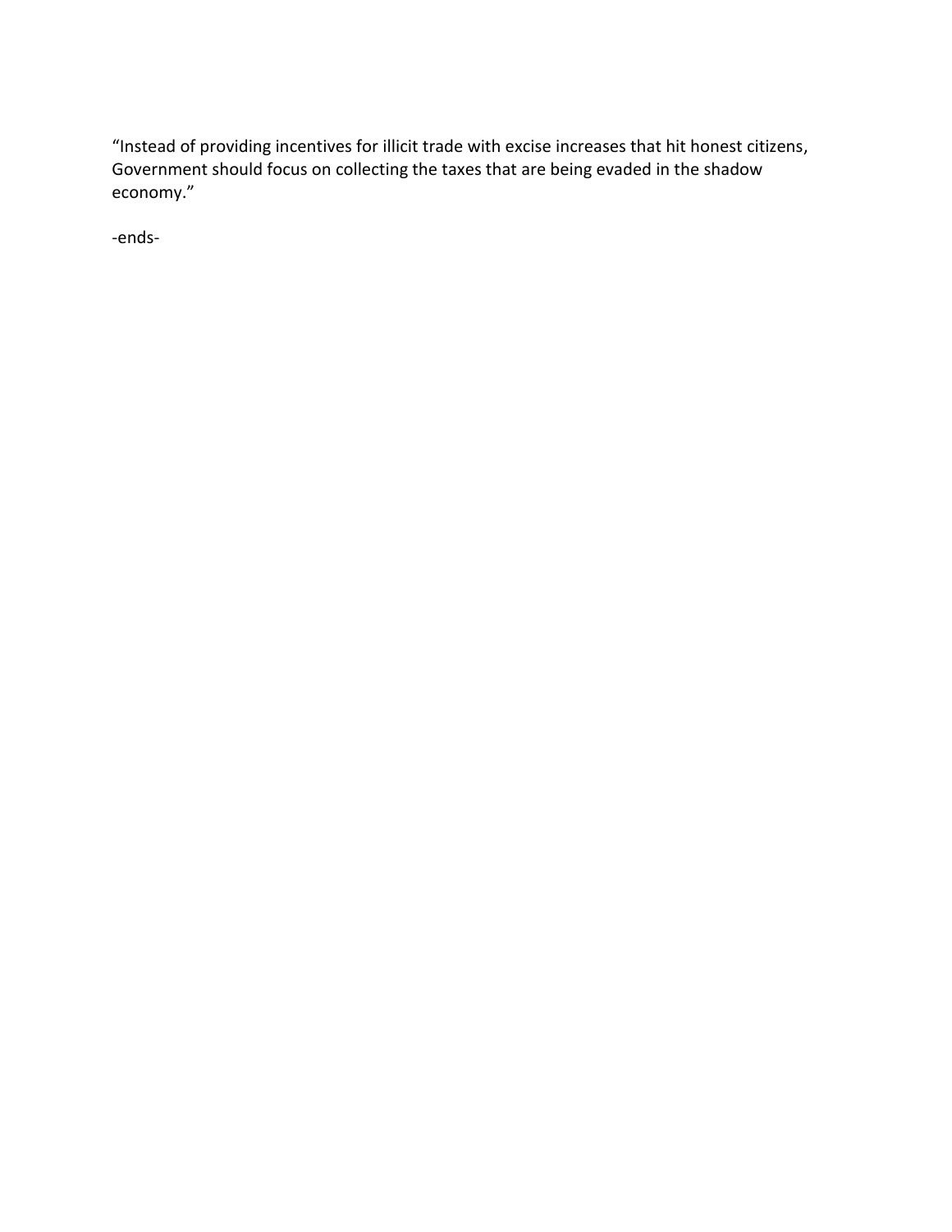"Instead of providing incentives for illicit trade with excise increases that hit honest citizens, Government should focus on collecting the taxes that are being evaded in the shadow economy."

-ends-